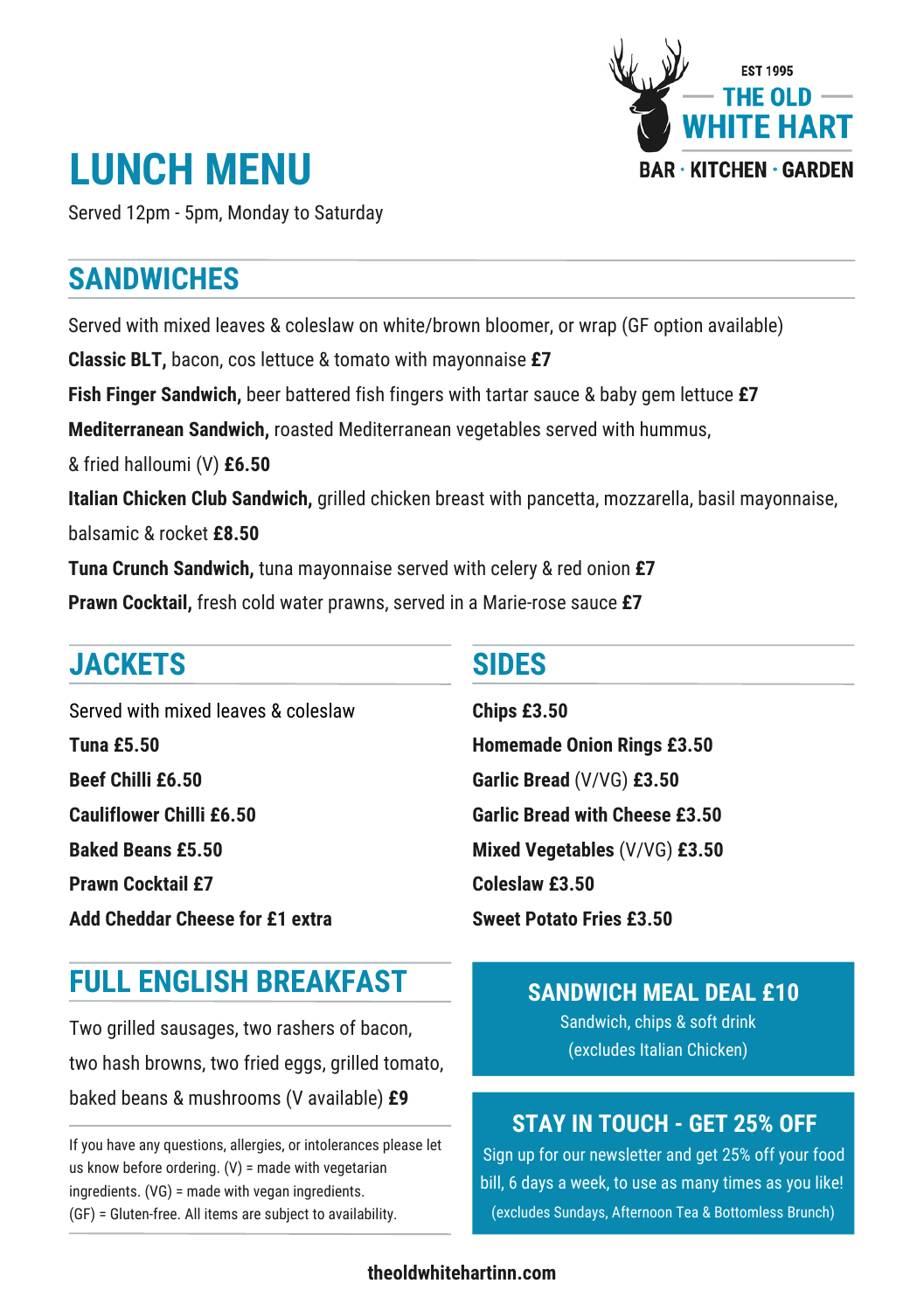EST 1995

THE OLD WHITE HART

BAR · KITCHEN · GARDEN

# LUNCH MENU

Served 12pm - 5pm, Monday to Saturday

## SANDWICHES

Served with mixed leaves & coleslaw on white/brown bloomer, or wrap (GF option available)

**Classic BLT,** bacon, cos lettuce & tomato with mayonnaise **£7**

**Fish Finger Sandwich,** beer battered fish fingers with tartar sauce & baby gem lettuce **£7**

**Mediterranean Sandwich,** roasted Mediterranean vegetables served with hummus, & fried halloumi (V) **£6.50**

**Italian Chicken Club Sandwich,** grilled chicken breast with pancetta, mozzarella, basil mayonnaise, balsamic & rocket **£8.50**

**Tuna Crunch Sandwich,** tuna mayonnaise served with celery & red onion **£7**

**Prawn Cocktail,** fresh cold water prawns, served in a Marie-rose sauce **£7**

## JACKETS

Served with mixed leaves & coleslaw

**Tuna £5.50**

**Beef Chilli £6.50**

**Cauliflower Chilli £6.50**

**Baked Beans £5.50**

**Prawn Cocktail £7**

**Add Cheddar Cheese for £1 extra**

## SIDES

**Chips £3.50**

**Homemade Onion Rings £3.50**

**Garlic Bread** (V/VG) **£3.50**

**Garlic Bread with Cheese £3.50**

**Mixed Vegetables** (V/VG) **£3.50**

**Coleslaw £3.50**

**Sweet Potato Fries £3.50**

## FULL ENGLISH BREAKFAST

Two grilled sausages, two rashers of bacon, two hash browns, two fried eggs, grilled tomato, baked beans & mushrooms (V available) **£9**

If you have any questions, allergies, or intolerances please let us know before ordering. (V) = made with vegetarian ingredients. (VG) = made with vegan ingredients. (GF) = Gluten-free. All items are subject to availability.

### SANDWICH MEAL DEAL £10

Sandwich, chips & soft drink (excludes Italian Chicken)

### STAY IN TOUCH - GET 25% OFF

Sign up for our newsletter and get 25% off your food bill, 6 days a week, to use as many times as you like! (excludes Sundays, Afternoon Tea & Bottomless Brunch)

**theoldwhitehartinn.com**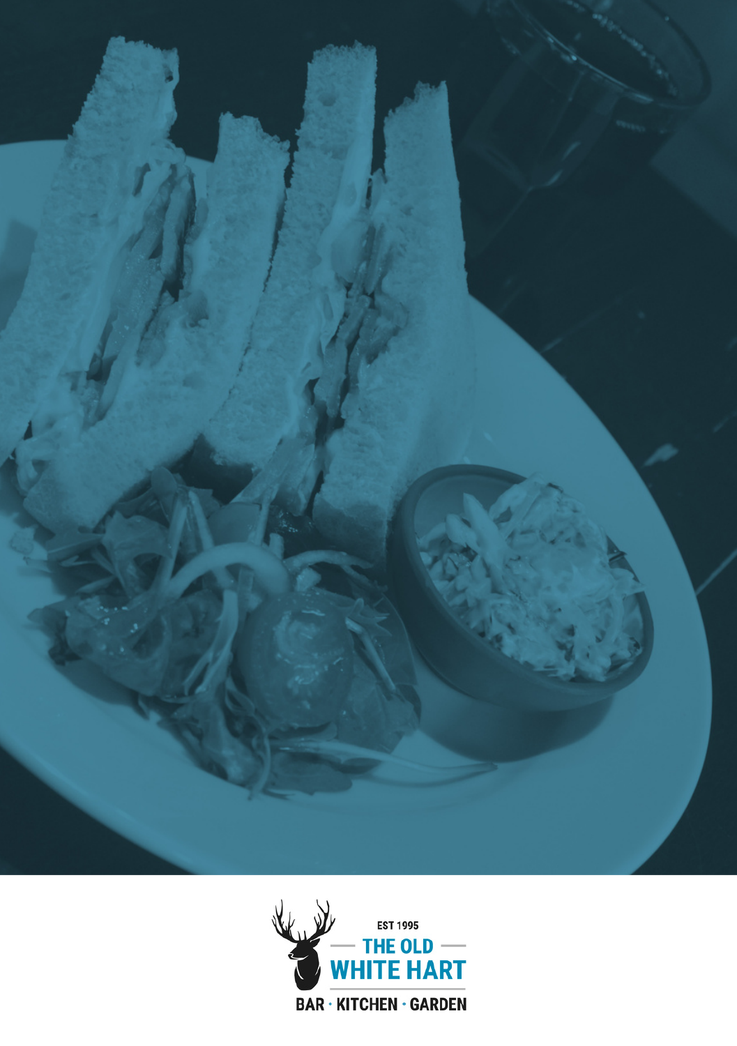EST 1995

THE OLD WHITE HART

BAR · KITCHEN · GARDEN